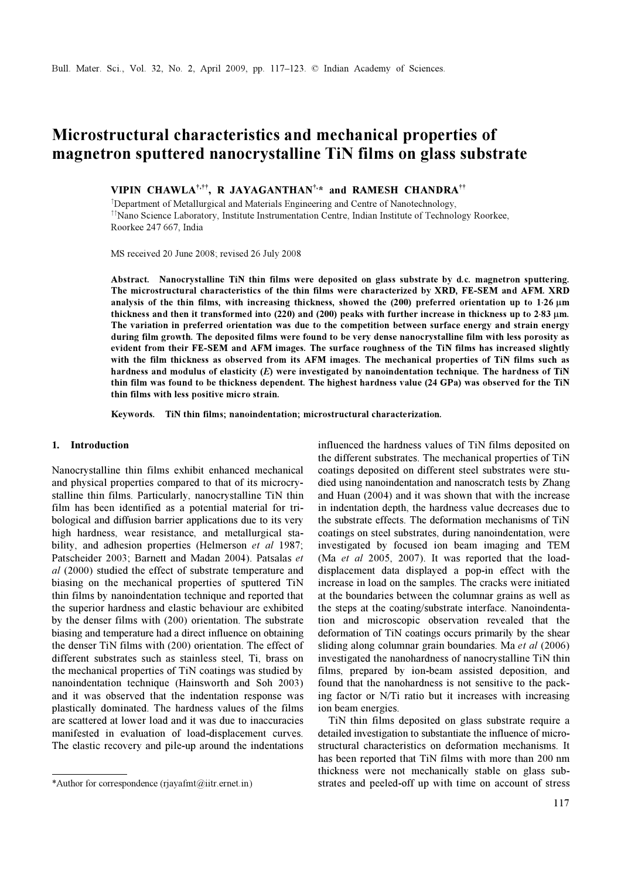# Microstructural characteristics and mechanical properties of magnetron sputtered nanocrystalline TiN films on glass substrate

**VIPIN CHAWLA[†,††], R JAYAGANTHAN[†,*] and RAMESH CHANDRA[††]**

[†]Department of Metallurgical and Materials Engineering and Centre of Nanotechnology,
[††]Nano Science Laboratory, Institute Instrumentation Centre, Indian Institute of Technology Roorkee, Roorkee 247 667, India

MS received 20 June 2008; revised 26 July 2008

**Abstract. Nanocrystalline TiN thin films were deposited on glass substrate by d.c. magnetron sputtering. The microstructural characteristics of the thin films were characterized by XRD, FE-SEM and AFM. XRD analysis of the thin films, with increasing thickness, showed the (200) preferred orientation up to 1·26 μm thickness and then it transformed into (220) and (200) peaks with further increase in thickness up to 2·83 μm. The variation in preferred orientation was due to the competition between surface energy and strain energy during film growth. The deposited films were found to be very dense nanocrystalline film with less porosity as evident from their FE-SEM and AFM images. The surface roughness of the TiN films has increased slightly with the film thickness as observed from its AFM images. The mechanical properties of TiN films such as hardness and modulus of elasticity (*E*) were investigated by nanoindentation technique. The hardness of TiN thin film was found to be thickness dependent. The highest hardness value (24 GPa) was observed for the TiN thin films with less positive micro strain.**

**Keywords. TiN thin films; nanoindentation; microstructural characterization.**

## 1. Introduction

Nanocrystalline thin films exhibit enhanced mechanical and physical properties compared to that of its microcrystalline thin films. Particularly, nanocrystalline TiN thin film has been identified as a potential material for tribological and diffusion barrier applications due to its very high hardness, wear resistance, and metallurgical stability, and adhesion properties (Helmerson *et al* 1987; Patscheider 2003; Barnett and Madan 2004). Patsalas *et al* (2000) studied the effect of substrate temperature and biasing on the mechanical properties of sputtered TiN thin films by nanoindentation technique and reported that the superior hardness and elastic behaviour are exhibited by the denser films with (200) orientation. The substrate biasing and temperature had a direct influence on obtaining the denser TiN films with (200) orientation. The effect of different substrates such as stainless steel, Ti, brass on the mechanical properties of TiN coatings was studied by nanoindentation technique (Hainsworth and Soh 2003) and it was observed that the indentation response was plastically dominated. The hardness values of the films are scattered at lower load and it was due to inaccuracies manifested in evaluation of load-displacement curves. The elastic recovery and pile-up around the indentations influenced the hardness values of TiN films deposited on the different substrates. The mechanical properties of TiN coatings deposited on different steel substrates were studied using nanoindentation and nanoscratch tests by Zhang and Huan (2004) and it was shown that with the increase in indentation depth, the hardness value decreases due to the substrate effects. The deformation mechanisms of TiN coatings on steel substrates, during nanoindentation, were investigated by focused ion beam imaging and TEM (Ma *et al* 2005, 2007). It was reported that the load-displacement data displayed a pop-in effect with the increase in load on the samples. The cracks were initiated at the boundaries between the columnar grains as well as the steps at the coating/substrate interface. Nanoindentation and microscopic observation revealed that the deformation of TiN coatings occurs primarily by the shear sliding along columnar grain boundaries. Ma *et al* (2006) investigated the nanohardness of nanocrystalline TiN thin films, prepared by ion-beam assisted deposition, and found that the nanohardness is not sensitive to the packing factor or N/Ti ratio but it increases with increasing ion beam energies.

TiN thin films deposited on glass substrate require a detailed investigation to substantiate the influence of microstructural characteristics on deformation mechanisms. It has been reported that TiN films with more than 200 nm thickness were not mechanically stable on glass substrates and peeled-off up with time on account of stress

*Author for correspondence (rjayafmt@iitr.ernet.in)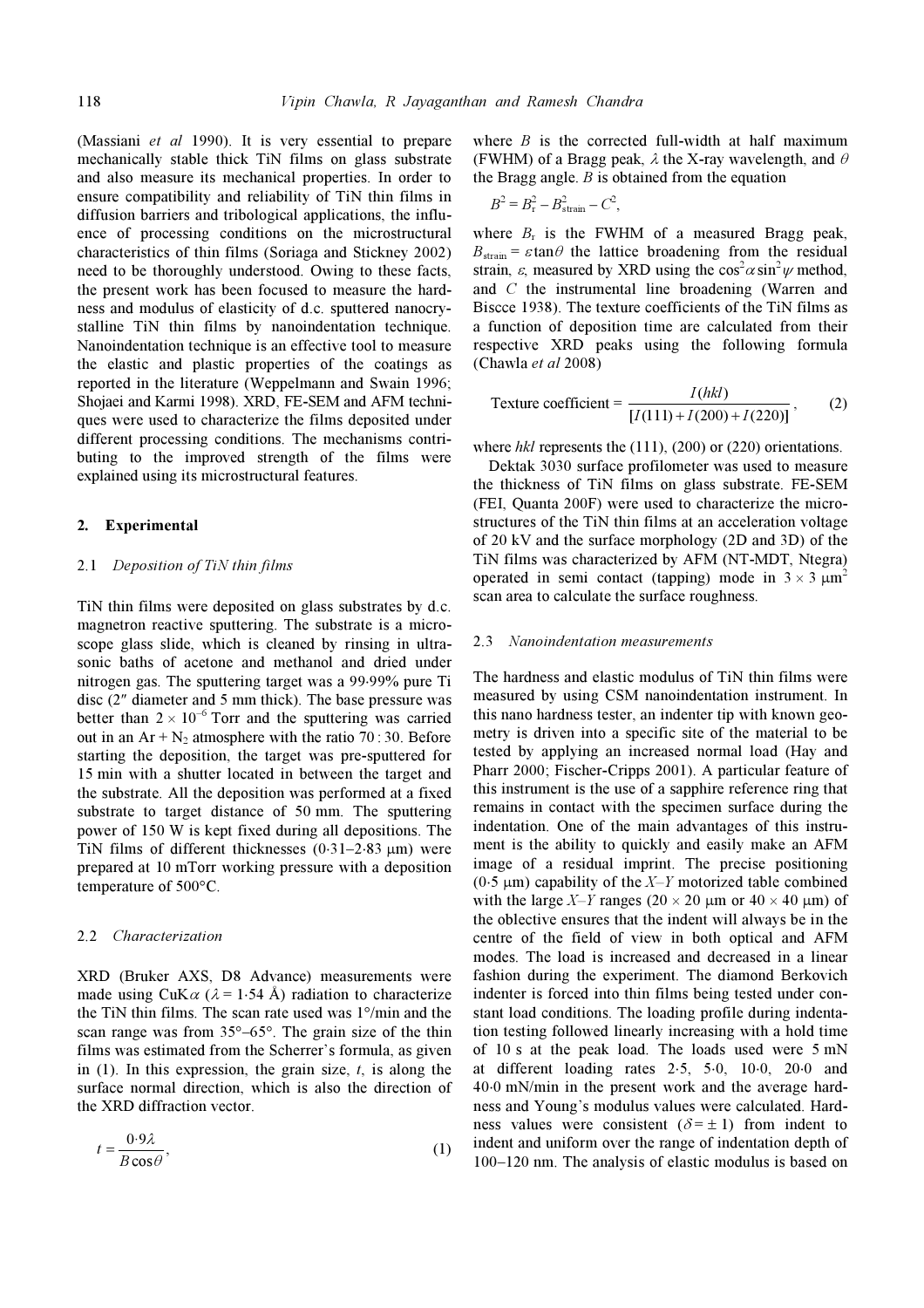(Massiani *et al* 1990). It is very essential to prepare mechanically stable thick TiN films on glass substrate and also measure its mechanical properties. In order to ensure compatibility and reliability of TiN thin films in diffusion barriers and tribological applications, the influence of processing conditions on the microstructural characteristics of thin films (Soriaga and Stickney 2002) need to be thoroughly understood. Owing to these facts, the present work has been focused to measure the hardness and modulus of elasticity of d.c. sputtered nanocrystalline TiN thin films by nanoindentation technique. Nanoindentation technique is an effective tool to measure the elastic and plastic properties of the coatings as reported in the literature (Weppelmann and Swain 1996; Shojaei and Karmi 1998). XRD, FE-SEM and AFM techniques were used to characterize the films deposited under different processing conditions. The mechanisms contributing to the improved strength of the films were explained using its microstructural features.

## 2. Experimental

### 2.1 *Deposition of TiN thin films*

TiN thin films were deposited on glass substrates by d.c. magnetron reactive sputtering. The substrate is a microscope glass slide, which is cleaned by rinsing in ultrasonic baths of acetone and methanol and dried under nitrogen gas. The sputtering target was a 99·99% pure Ti disc (2″ diameter and 5 mm thick). The base pressure was better than $2 \times 10^{-6}$ Torr and the sputtering was carried out in an Ar + $N_2$ atmosphere with the ratio 70 : 30. Before starting the deposition, the target was pre-sputtered for 15 min with a shutter located in between the target and the substrate. All the deposition was performed at a fixed substrate to target distance of 50 mm. The sputtering power of 150 W is kept fixed during all depositions. The TiN films of different thicknesses (0·31–2·83 μm) were prepared at 10 mTorr working pressure with a deposition temperature of 500°C.

### 2.2 *Characterization*

XRD (Bruker AXS, D8 Advance) measurements were made using CuK$\alpha$ ($\lambda$ = 1·54 Å) radiation to characterize the TiN thin films. The scan rate used was 1°/min and the scan range was from 35°–65°. The grain size of the thin films was estimated from the Scherrer's formula, as given in (1). In this expression, the grain size, $t$, is along the surface normal direction, which is also the direction of the XRD diffraction vector.

$$t = \frac{0{\cdot}9\lambda}{B\cos\theta}, \tag{1}$$

where $B$ is the corrected full-width at half maximum (FWHM) of a Bragg peak, $\lambda$ the X-ray wavelength, and $\theta$ the Bragg angle. $B$ is obtained from the equation

$$B^2 = B_r^2 - B_{\text{strain}}^2 - C^2,$$

where $B_r$ is the FWHM of a measured Bragg peak, $B_{\text{strain}} = \varepsilon\tan\theta$ the lattice broadening from the residual strain, $\varepsilon$, measured by XRD using the $\cos^2\alpha\sin^2\psi$ method, and $C$ the instrumental line broadening (Warren and Biscce 1938). The texture coefficients of the TiN films as a function of deposition time are calculated from their respective XRD peaks using the following formula (Chawla *et al* 2008)

$$\text{Texture coefficient} = \frac{I(hkl)}{[I(111) + I(200) + I(220)]}, \tag{2}$$

where *hkl* represents the (111), (200) or (220) orientations.

Dektak 3030 surface profilometer was used to measure the thickness of TiN films on glass substrate. FE-SEM (FEI, Quanta 200F) were used to characterize the microstructures of the TiN thin films at an acceleration voltage of 20 kV and the surface morphology (2D and 3D) of the TiN films was characterized by AFM (NT-MDT, Ntegra) operated in semi contact (tapping) mode in $3 \times 3$ μm$^2$ scan area to calculate the surface roughness.

### 2.3 *Nanoindentation measurements*

The hardness and elastic modulus of TiN thin films were measured by using CSM nanoindentation instrument. In this nano hardness tester, an indenter tip with known geometry is driven into a specific site of the material to be tested by applying an increased normal load (Hay and Pharr 2000; Fischer-Cripps 2001). A particular feature of this instrument is the use of a sapphire reference ring that remains in contact with the specimen surface during the indentation. One of the main advantages of this instrument is the ability to quickly and easily make an AFM image of a residual imprint. The precise positioning (0·5 μm) capability of the *X–Y* motorized table combined with the large *X–Y* ranges (20 × 20 μm or 40 × 40 μm) of the objective ensures that the indent will always be in the centre of the field of view in both optical and AFM modes. The load is increased and decreased in a linear fashion during the experiment. The diamond Berkovich indenter is forced into thin films being tested under constant load conditions. The loading profile during indentation testing followed linearly increasing with a hold time of 10 s at the peak load. The loads used were 5 mN at different loading rates 2·5, 5·0, 10·0, 20·0 and 40·0 mN/min in the present work and the average hardness and Young's modulus values were calculated. Hardness values were consistent ($\delta = \pm 1$) from indent to indent and uniform over the range of indentation depth of 100–120 nm. The analysis of elastic modulus is based on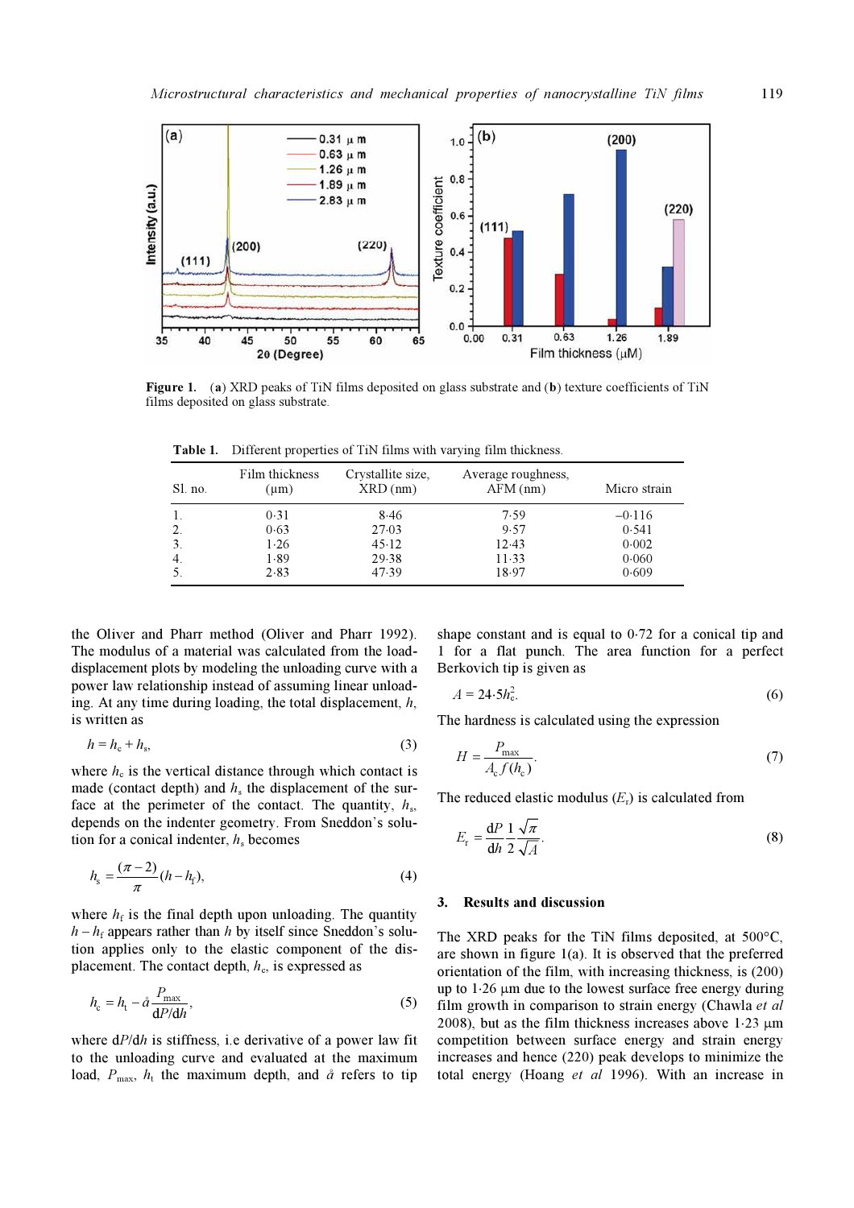Figure 1. (**a**) XRD peaks of TiN films deposited on glass substrate and (**b**) texture coefficients of TiN films deposited on glass substrate.

Table 1. Different properties of TiN films with varying film thickness.

| Sl. no. | Film thickness (μm) | Crystallite size, XRD (nm) | Average roughness, AFM (nm) | Micro strain |
|---|---|---|---|---|
| 1. | 0·31 | 8·46 | 7·59 | –0·116 |
| 2. | 0·63 | 27·03 | 9·57 | 0·541 |
| 3. | 1·26 | 45·12 | 12·43 | 0·002 |
| 4. | 1·89 | 29·38 | 11·33 | 0·060 |
| 5. | 2·83 | 47·39 | 18·97 | 0·609 |

the Oliver and Pharr method (Oliver and Pharr 1992). The modulus of a material was calculated from the load-displacement plots by modeling the unloading curve with a power law relationship instead of assuming linear unloading. At any time during loading, the total displacement, $h$, is written as

$$h = h_c + h_s, \tag{3}$$

where $h_c$ is the vertical distance through which contact is made (contact depth) and $h_s$ the displacement of the surface at the perimeter of the contact. The quantity, $h_s$, depends on the indenter geometry. From Sneddon's solution for a conical indenter, $h_s$ becomes

$$h_s = \frac{(\pi - 2)}{\pi}(h - h_f), \tag{4}$$

where $h_f$ is the final depth upon unloading. The quantity $h - h_f$ appears rather than $h$ by itself since Sneddon's solution applies only to the elastic component of the displacement. The contact depth, $h_c$, is expressed as

$$h_c = h_t - å\frac{P_{max}}{dP/dh}, \tag{5}$$

where $dP/dh$ is stiffness, i.e derivative of a power law fit to the unloading curve and evaluated at the maximum load, $P_{max}$, $h_t$ the maximum depth, and $å$ refers to tip shape constant and is equal to 0·72 for a conical tip and 1 for a flat punch. The area function for a perfect Berkovich tip is given as

$$A = 24{\cdot}5h_c^2. \tag{6}$$

The hardness is calculated using the expression

$$H = \frac{P_{max}}{A_c f(h_c)}. \tag{7}$$

The reduced elastic modulus ($E_r$) is calculated from

$$E_r = \frac{dP}{dh}\frac{1}{2}\frac{\sqrt{\pi}}{\sqrt{A}}. \tag{8}$$

## 3. Results and discussion

The XRD peaks for the TiN films deposited, at 500°C, are shown in figure 1(a). It is observed that the preferred orientation of the film, with increasing thickness, is (200) up to 1·26 μm due to the lowest surface free energy during film growth in comparison to strain energy (Chawla *et al* 2008), but as the film thickness increases above 1·23 μm competition between surface energy and strain energy increases and hence (220) peak develops to minimize the total energy (Hoang *et al* 1996). With an increase in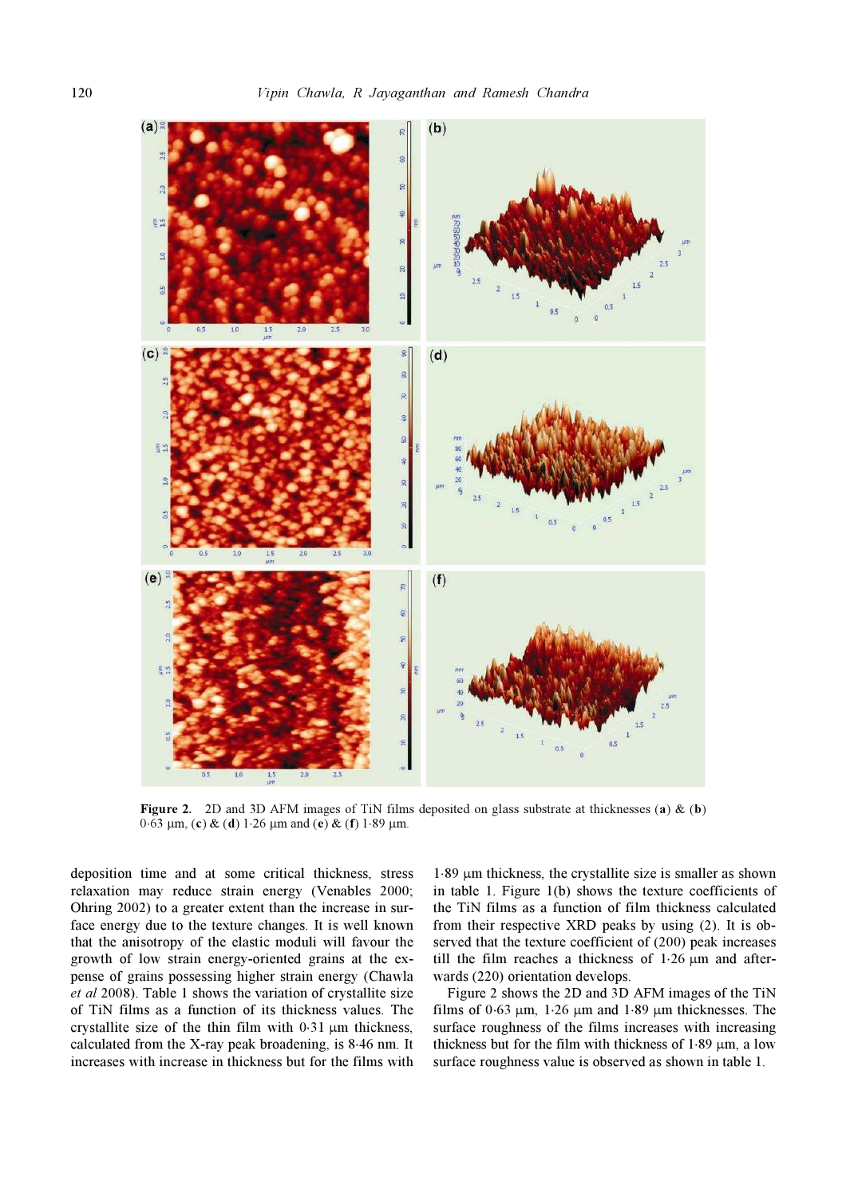**Figure 2.** 2D and 3D AFM images of TiN films deposited on glass substrate at thicknesses (**a**) & (**b**) 0·63 µm, (**c**) & (**d**) 1·26 µm and (**e**) & (**f**) 1·89 µm.

deposition time and at some critical thickness, stress relaxation may reduce strain energy (Venables 2000; Ohring 2002) to a greater extent than the increase in surface energy due to the texture changes. It is well known that the anisotropy of the elastic moduli will favour the growth of low strain energy-oriented grains at the expense of grains possessing higher strain energy (Chawla *et al* 2008). Table 1 shows the variation of crystallite size of TiN films as a function of its thickness values. The crystallite size of the thin film with 0·31 µm thickness, calculated from the X-ray peak broadening, is 8·46 nm. It increases with increase in thickness but for the films with 1·89 µm thickness, the crystallite size is smaller as shown in table 1. Figure 1(b) shows the texture coefficients of the TiN films as a function of film thickness calculated from their respective XRD peaks by using (2). It is observed that the texture coefficient of (200) peak increases till the film reaches a thickness of 1·26 µm and afterwards (220) orientation develops.

Figure 2 shows the 2D and 3D AFM images of the TiN films of 0·63 µm, 1·26 µm and 1·89 µm thicknesses. The surface roughness of the films increases with increasing thickness but for the film with thickness of 1·89 µm, a low surface roughness value is observed as shown in table 1.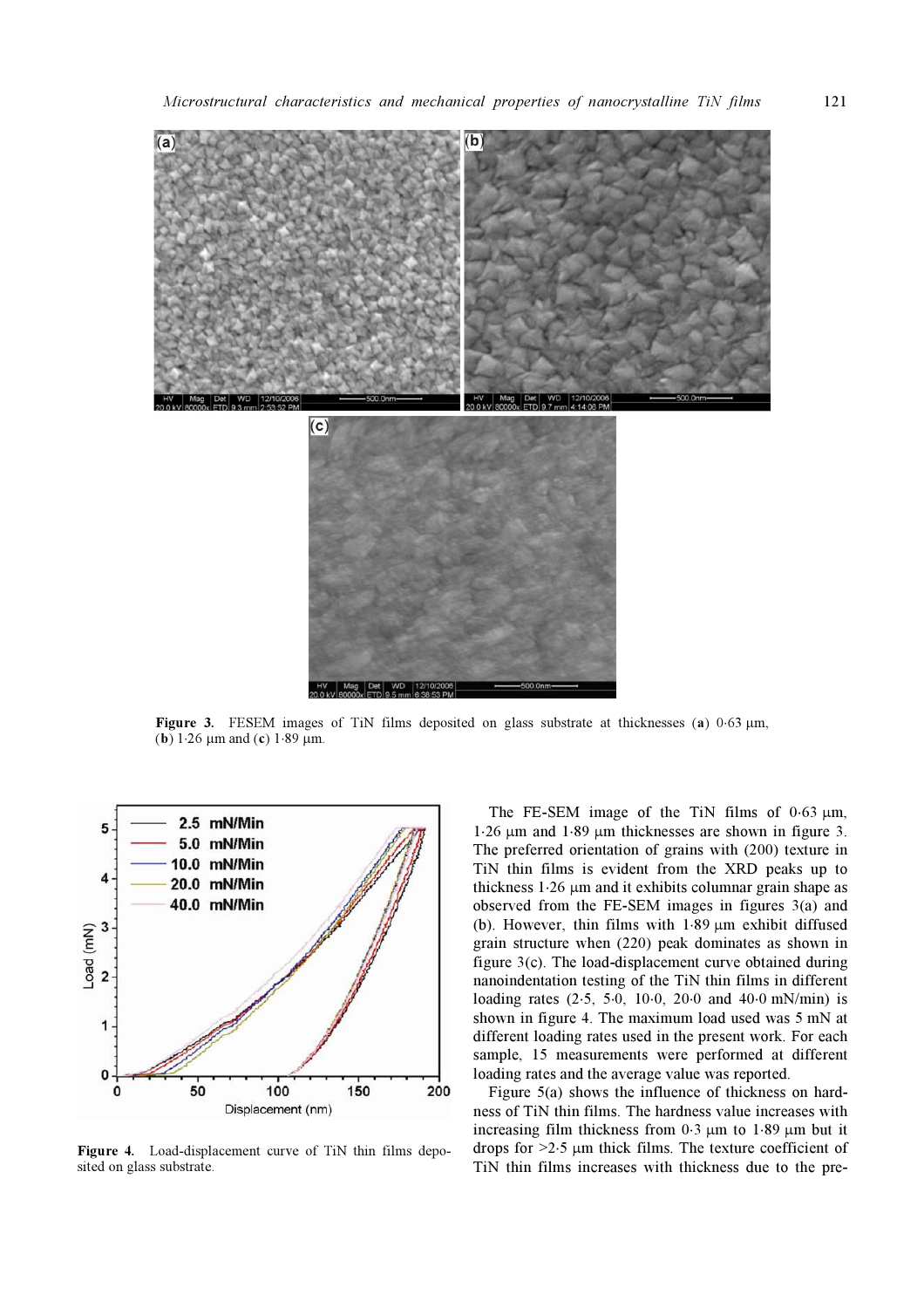Figure 3. FESEM images of TiN films deposited on glass substrate at thicknesses (**a**) 0·63 μm, (**b**) 1·26 μm and (**c**) 1·89 μm.

Figure 4. Load-displacement curve of TiN thin films deposited on glass substrate.

The FE-SEM image of the TiN films of 0·63 μm, 1·26 μm and 1·89 μm thicknesses are shown in figure 3. The preferred orientation of grains with (200) texture in TiN thin films is evident from the XRD peaks up to thickness 1·26 μm and it exhibits columnar grain shape as observed from the FE-SEM images in figures 3(a) and (b). However, thin films with 1·89 μm exhibit diffused grain structure when (220) peak dominates as shown in figure 3(c). The load-displacement curve obtained during nanoindentation testing of the TiN thin films in different loading rates (2·5, 5·0, 10·0, 20·0 and 40·0 mN/min) is shown in figure 4. The maximum load used was 5 mN at different loading rates used in the present work. For each sample, 15 measurements were performed at different loading rates and the average value was reported.

Figure 5(a) shows the influence of thickness on hardness of TiN thin films. The hardness value increases with increasing film thickness from 0·3 μm to 1·89 μm but it drops for >2·5 μm thick films. The texture coefficient of TiN thin films increases with thickness due to the pre-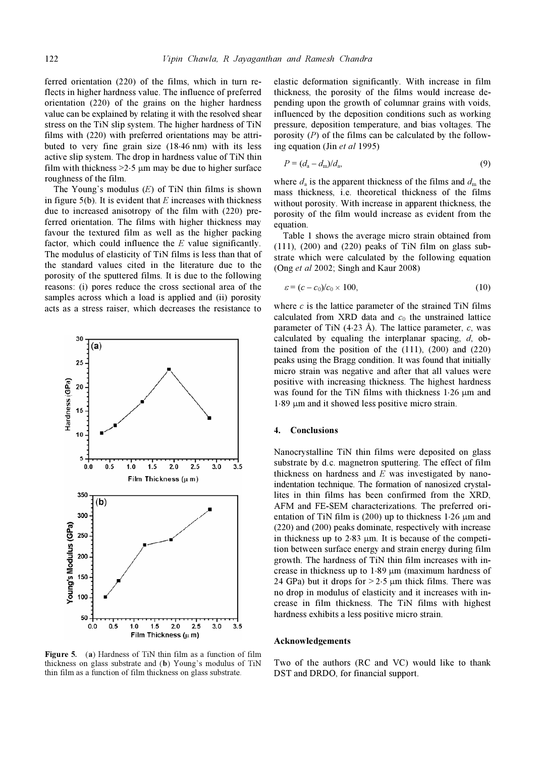ferred orientation (220) of the films, which in turn reflects in higher hardness value. The influence of preferred orientation (220) of the grains on the higher hardness value can be explained by relating it with the resolved shear stress on the TiN slip system. The higher hardness of TiN films with (220) with preferred orientations may be attributed to very fine grain size (18·46 nm) with its less active slip system. The drop in hardness value of TiN thin film with thickness >2·5 μm may be due to higher surface roughness of the film.

The Young's modulus ($E$) of TiN thin films is shown in figure 5(b). It is evident that $E$ increases with thickness due to increased anisotropy of the film with (220) preferred orientation. The films with higher thickness may favour the textured film as well as the higher packing factor, which could influence the $E$ value significantly. The modulus of elasticity of TiN films is less than that of the standard values cited in the literature due to the porosity of the sputtered films. It is due to the following reasons: (i) pores reduce the cross sectional area of the samples across which a load is applied and (ii) porosity acts as a stress raiser, which decreases the resistance to elastic deformation significantly. With increase in film thickness, the porosity of the films would increase depending upon the growth of columnar grains with voids, influenced by the deposition conditions such as working pressure, deposition temperature, and bias voltages. The porosity ($P$) of the films can be calculated by the following equation (Jin *et al* 1995)

$$P = (d_a - d_m)/d_a, \tag{9}$$

where $d_a$ is the apparent thickness of the films and $d_m$ the mass thickness, i.e. theoretical thickness of the films without porosity. With increase in apparent thickness, the porosity of the film would increase as evident from the equation.

Table 1 shows the average micro strain obtained from (111), (200) and (220) peaks of TiN film on glass substrate which were calculated by the following equation (Ong *et al* 2002; Singh and Kaur 2008)

$$\varepsilon = (c - c_0)/c_0 \times 100, \tag{10}$$

where $c$ is the lattice parameter of the strained TiN films calculated from XRD data and $c_0$ the unstrained lattice parameter of TiN (4·23 Å). The lattice parameter, $c$, was calculated by equaling the interplanar spacing, $d$, obtained from the position of the (111), (200) and (220) peaks using the Bragg condition. It was found that initially micro strain was negative and after that all values were positive with increasing thickness. The highest hardness was found for the TiN films with thickness 1·26 μm and 1·89 μm and it showed less positive micro strain.

**Figure 5.** (**a**) Hardness of TiN thin film as a function of film thickness on glass substrate and (**b**) Young's modulus of TiN thin film as a function of film thickness on glass substrate.

## 4. Conclusions

Nanocrystalline TiN thin films were deposited on glass substrate by d.c. magnetron sputtering. The effect of film thickness on hardness and $E$ was investigated by nanoindentation technique. The formation of nanosized crystallites in thin films has been confirmed from the XRD, AFM and FE-SEM characterizations. The preferred orientation of TiN film is (200) up to thickness 1·26 μm and (220) and (200) peaks dominate, respectively with increase in thickness up to 2·83 μm. It is because of the competition between surface energy and strain energy during film growth. The hardness of TiN thin film increases with increase in thickness up to 1·89 μm (maximum hardness of 24 GPa) but it drops for > 2·5 μm thick films. There was no drop in modulus of elasticity and it increases with increase in film thickness. The TiN films with highest hardness exhibits a less positive micro strain.

### Acknowledgements

Two of the authors (RC and VC) would like to thank DST and DRDO, for financial support.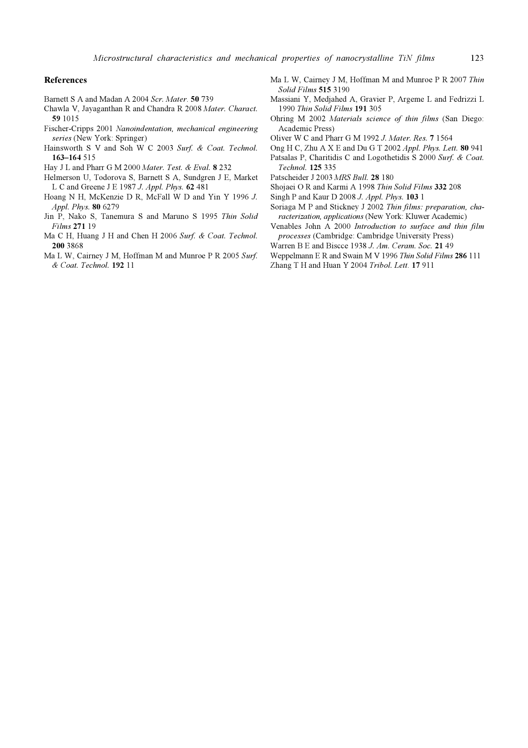## References

Barnett S A and Madan A 2004 *Scr. Mater.* **50** 739

Chawla V, Jayaganthan R and Chandra R 2008 *Mater. Charact.* **59** 1015

Fischer-Cripps 2001 *Nanoindentation, mechanical engineering series* (New York: Springer)

Hainsworth S V and Soh W C 2003 *Surf. & Coat. Technol.* **163–164** 515

Hay J L and Pharr G M 2000 *Mater. Test. & Eval.* **8** 232

Helmerson U, Todorova S, Barnett S A, Sundgren J E, Market L C and Greene J E 1987 *J. Appl. Phys.* **62** 481

Hoang N H, McKenzie D R, McFall W D and Yin Y 1996 *J. Appl. Phys.* **80** 6279

Jin P, Nako S, Tanemura S and Maruno S 1995 *Thin Solid Films* **271** 19

Ma C H, Huang J H and Chen H 2006 *Surf. & Coat. Technol.* **200** 3868

Ma L W, Cairney J M, Hoffman M and Munroe P R 2005 *Surf. & Coat. Technol.* **192** 11

Ma L W, Cairney J M, Hoffman M and Munroe P R 2007 *Thin Solid Films* **515** 3190

Massiani Y, Medjahed A, Gravier P, Argeme L and Fedrizzi L 1990 *Thin Solid Films* **191** 305

Ohring M 2002 *Materials science of thin films* (San Diego: Academic Press)

Oliver W C and Pharr G M 1992 *J. Mater. Res.* **7** 1564

Ong H C, Zhu A X E and Du G T 2002 *Appl. Phys. Lett.* **80** 941

Patsalas P, Charitidis C and Logothetidis S 2000 *Surf. & Coat. Technol.* **125** 335

Patscheider J 2003 *MRS Bull.* **28** 180

Shojaei O R and Karmi A 1998 *Thin Solid Films* **332** 208

Singh P and Kaur D 2008 *J. Appl. Phys.* **103** 1

Soriaga M P and Stickney J 2002 *Thin films: preparation, characterization, applications* (New York: Kluwer Academic)

Venables John A 2000 *Introduction to surface and thin film processes* (Cambridge: Cambridge University Press)

Warren B E and Biscce 1938 *J. Am. Ceram. Soc.* **21** 49

Weppelmann E R and Swain M V 1996 *Thin Solid Films* **286** 111

Zhang T H and Huan Y 2004 *Tribol. Lett.* **17** 911